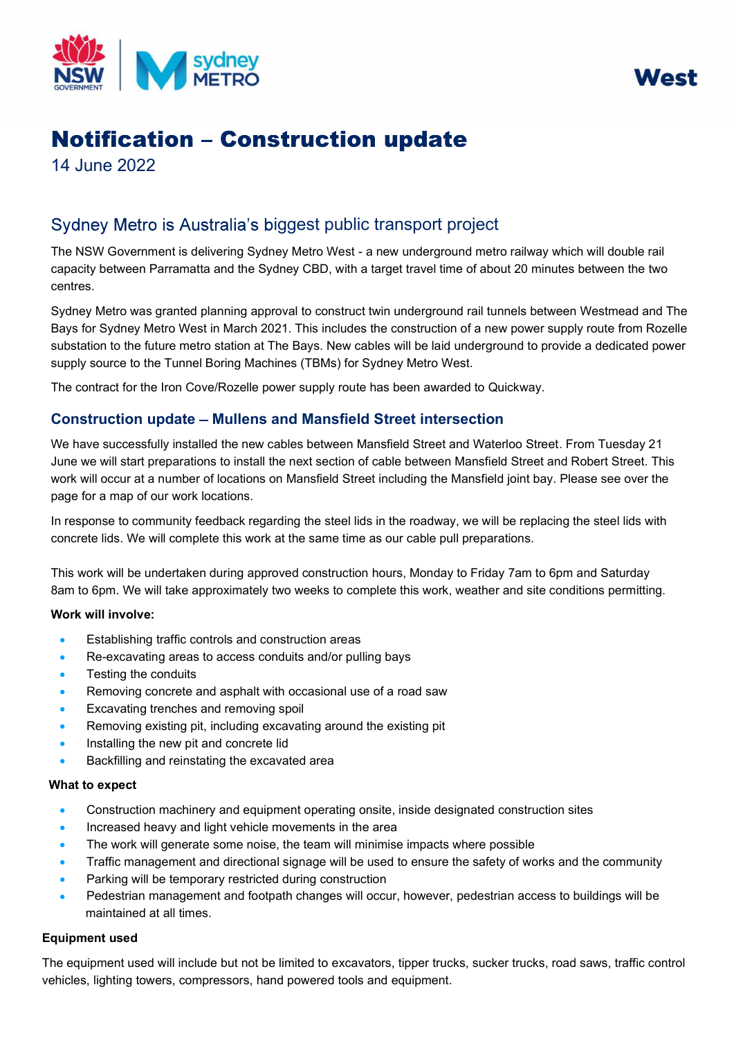West

# Notification – Construction update

14 June 2022

## Sydney Metro is Australia's biggest public transport project

The NSW Government is delivering Sydney Metro West - a new underground metro railway which will double rail capacity between Parramatta and the Sydney CBD, with a target travel time of about 20 minutes between the two centres.

Sydney Metro was granted planning approval to construct twin underground rail tunnels between Westmead and The Bays for Sydney Metro West in March 2021. This includes the construction of a new power supply route from Rozelle substation to the future metro station at The Bays. New cables will be laid underground to provide a dedicated power supply source to the Tunnel Boring Machines (TBMs) for Sydney Metro West.

The contract for the Iron Cove/Rozelle power supply route has been awarded to Quickway.

### Construction update – Mullens and Mansfield Street intersection

We have successfully installed the new cables between Mansfield Street and Waterloo Street. From Tuesday 21 June we will start preparations to install the next section of cable between Mansfield Street and Robert Street. This work will occur at a number of locations on Mansfield Street including the Mansfield joint bay. Please see over the page for a map of our work locations.

In response to community feedback regarding the steel lids in the roadway, we will be replacing the steel lids with concrete lids. We will complete this work at the same time as our cable pull preparations.

This work will be undertaken during approved construction hours, Monday to Friday 7am to 6pm and Saturday 8am to 6pm. We will take approximately two weeks to complete this work, weather and site conditions permitting.

**Work will involve:**

- Establishing traffic controls and construction areas
- Re-excavating areas to access conduits and/or pulling bays
- Testing the conduits
- Removing concrete and asphalt with occasional use of a road saw
- Excavating trenches and removing spoil
- Removing existing pit, including excavating around the existing pit
- Installing the new pit and concrete lid
- Backfilling and reinstating the excavated area

**What to expect**

- Construction machinery and equipment operating onsite, inside designated construction sites
- Increased heavy and light vehicle movements in the area
- The work will generate some noise, the team will minimise impacts where possible
- Traffic management and directional signage will be used to ensure the safety of works and the community
- Parking will be temporary restricted during construction
- Pedestrian management and footpath changes will occur, however, pedestrian access to buildings will be maintained at all times.

**Equipment used**

The equipment used will include but not be limited to excavators, tipper trucks, sucker trucks, road saws, traffic control vehicles, lighting towers, compressors, hand powered tools and equipment.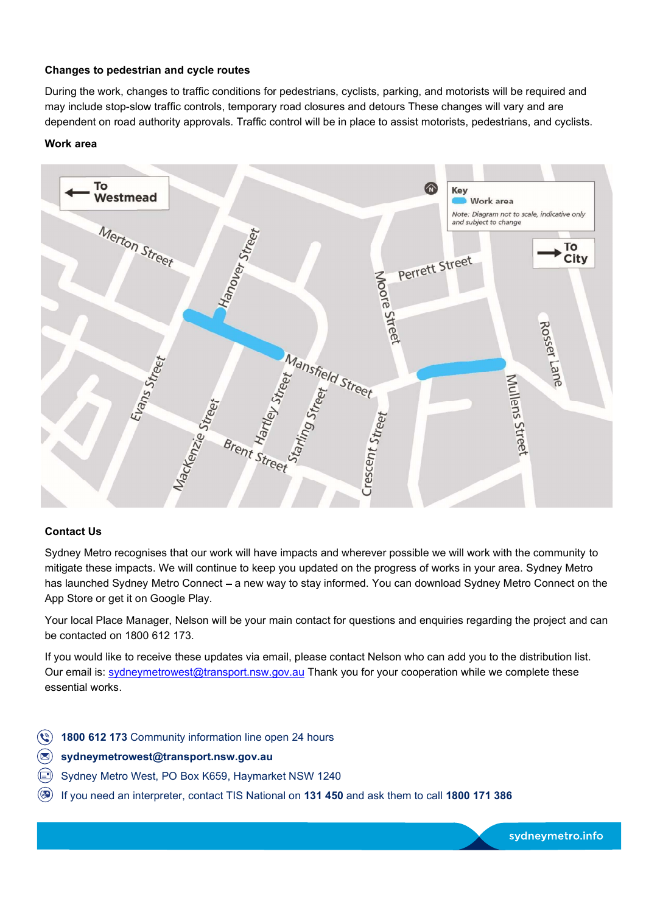**Changes to pedestrian and cycle routes**

During the work, changes to traffic conditions for pedestrians, cyclists, parking, and motorists will be required and may include stop-slow traffic controls, temporary road closures and detours These changes will vary and are dependent on road authority approvals. Traffic control will be in place to assist motorists, pedestrians, and cyclists.

**Work area**

To Westmead

Key
Work area

*Note: Diagram not to scale, indicative only and subject to change*

To City

Merton Street
Hanover Street
Perrett Street
Moore Street
Rosser Lane
Mansfield Street
Evans Street
Hartley Street
Starling Street
MacKenzie Street
Brent Street
Crescent Street
Mullens Street

**Contact Us**

Sydney Metro recognises that our work will have impacts and wherever possible we will work with the community to mitigate these impacts. We will continue to keep you updated on the progress of works in your area. Sydney Metro has launched Sydney Metro Connect – a new way to stay informed. You can download Sydney Metro Connect on the App Store or get it on Google Play.

Your local Place Manager, Nelson will be your main contact for questions and enquiries regarding the project and can be contacted on 1800 612 173.

If you would like to receive these updates via email, please contact Nelson who can add you to the distribution list. Our email is: sydneymetrowest@transport.nsw.gov.au Thank you for your cooperation while we complete these essential works.

- **1800 612 173** Community information line open 24 hours
- **sydneymetrowest@transport.nsw.gov.au**
- Sydney Metro West, PO Box K659, Haymarket NSW 1240
- If you need an interpreter, contact TIS National on **131 450** and ask them to call **1800 171 386**

sydneymetro.info